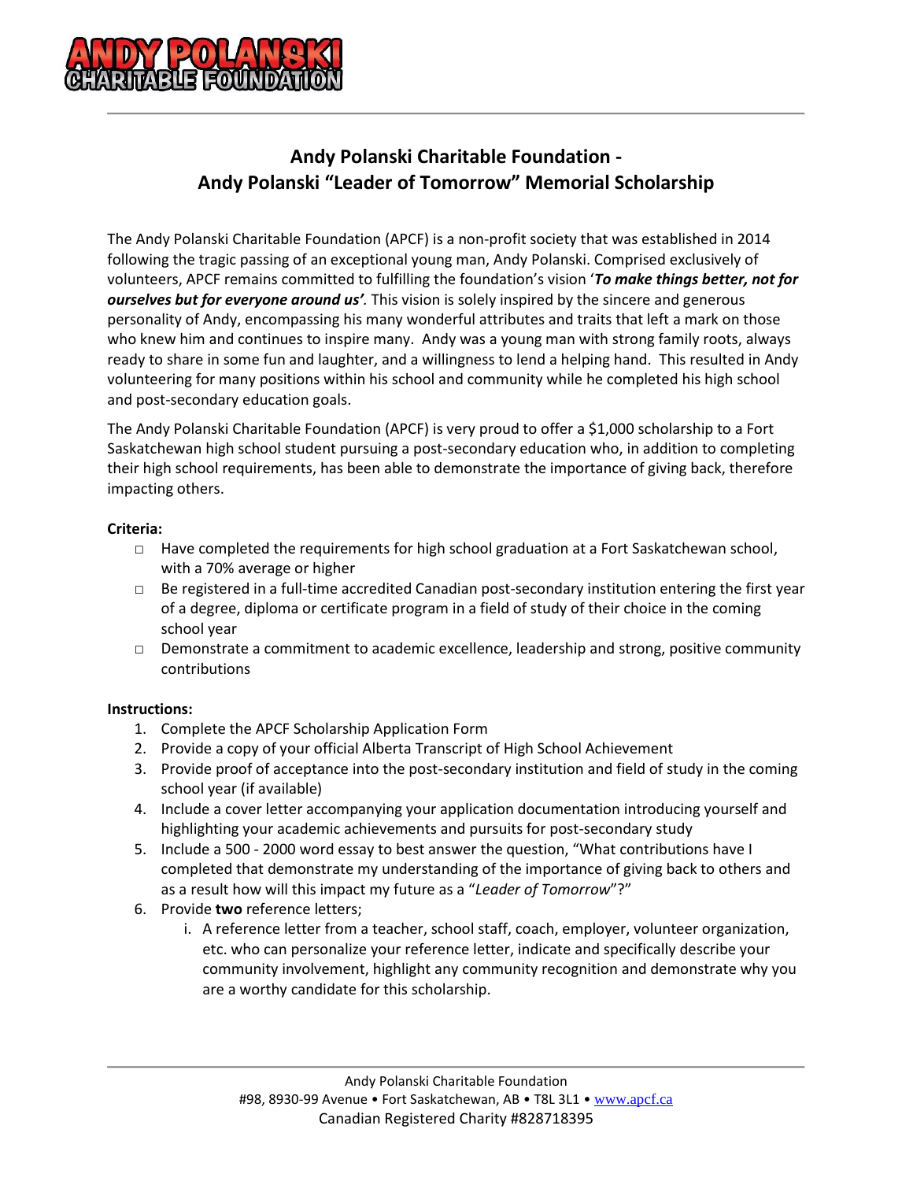# Andy Polanski Charitable Foundation - Andy Polanski "Leader of Tomorrow" Memorial Scholarship

The Andy Polanski Charitable Foundation (APCF) is a non-profit society that was established in 2014 following the tragic passing of an exceptional young man, Andy Polanski. Comprised exclusively of volunteers, APCF remains committed to fulfilling the foundation's vision '***To make things better, not for ourselves but for everyone around us'***. This vision is solely inspired by the sincere and generous personality of Andy, encompassing his many wonderful attributes and traits that left a mark on those who knew him and continues to inspire many. Andy was a young man with strong family roots, always ready to share in some fun and laughter, and a willingness to lend a helping hand. This resulted in Andy volunteering for many positions within his school and community while he completed his high school and post-secondary education goals.

The Andy Polanski Charitable Foundation (APCF) is very proud to offer a $1,000 scholarship to a Fort Saskatchewan high school student pursuing a post-secondary education who, in addition to completing their high school requirements, has been able to demonstrate the importance of giving back, therefore impacting others.

**Criteria:**

- ☐ Have completed the requirements for high school graduation at a Fort Saskatchewan school, with a 70% average or higher
- ☐ Be registered in a full-time accredited Canadian post-secondary institution entering the first year of a degree, diploma or certificate program in a field of study of their choice in the coming school year
- ☐ Demonstrate a commitment to academic excellence, leadership and strong, positive community contributions

**Instructions:**

1. Complete the APCF Scholarship Application Form
2. Provide a copy of your official Alberta Transcript of High School Achievement
3. Provide proof of acceptance into the post-secondary institution and field of study in the coming school year (if available)
4. Include a cover letter accompanying your application documentation introducing yourself and highlighting your academic achievements and pursuits for post-secondary study
5. Include a 500 - 2000 word essay to best answer the question, "What contributions have I completed that demonstrate my understanding of the importance of giving back to others and as a result how will this impact my future as a "*Leader of Tomorrow*"?"
6. Provide **two** reference letters;
   1. A reference letter from a teacher, school staff, coach, employer, volunteer organization, etc. who can personalize your reference letter, indicate and specifically describe your community involvement, highlight any community recognition and demonstrate why you are a worthy candidate for this scholarship.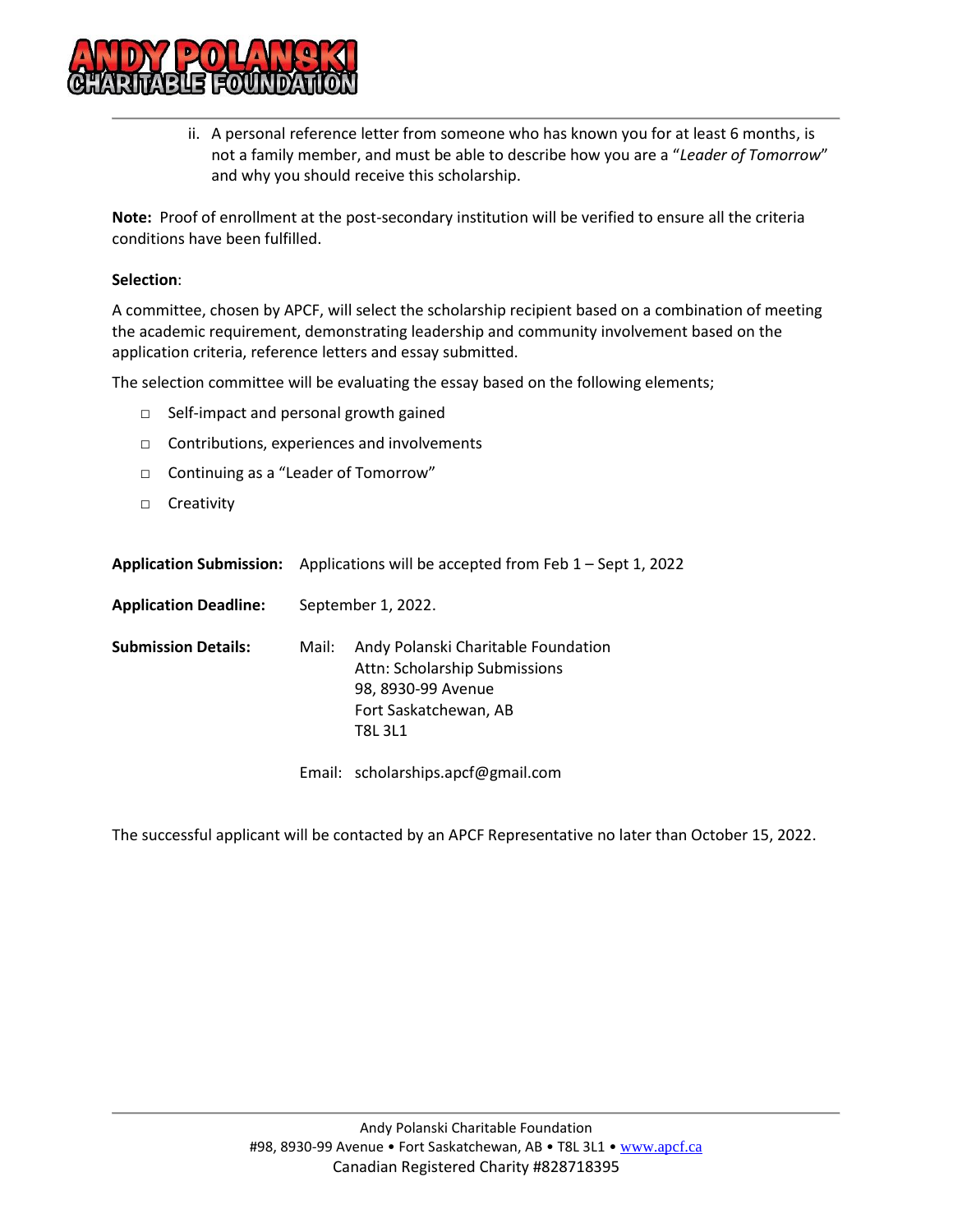ii. A personal reference letter from someone who has known you for at least 6 months, is not a family member, and must be able to describe how you are a "*Leader of Tomorrow*" and why you should receive this scholarship.

**Note:** Proof of enrollment at the post-secondary institution will be verified to ensure all the criteria conditions have been fulfilled.

**Selection**:

A committee, chosen by APCF, will select the scholarship recipient based on a combination of meeting the academic requirement, demonstrating leadership and community involvement based on the application criteria, reference letters and essay submitted.

The selection committee will be evaluating the essay based on the following elements;

- Self-impact and personal growth gained
- Contributions, experiences and involvements
- Continuing as a "Leader of Tomorrow"
- Creativity

**Application Submission:** Applications will be accepted from Feb 1 – Sept 1, 2022

**Application Deadline:** September 1, 2022.

**Submission Details:**

Mail: Andy Polanski Charitable Foundation
Attn: Scholarship Submissions
98, 8930-99 Avenue
Fort Saskatchewan, AB
T8L 3L1

Email: scholarships.apcf@gmail.com

The successful applicant will be contacted by an APCF Representative no later than October 15, 2022.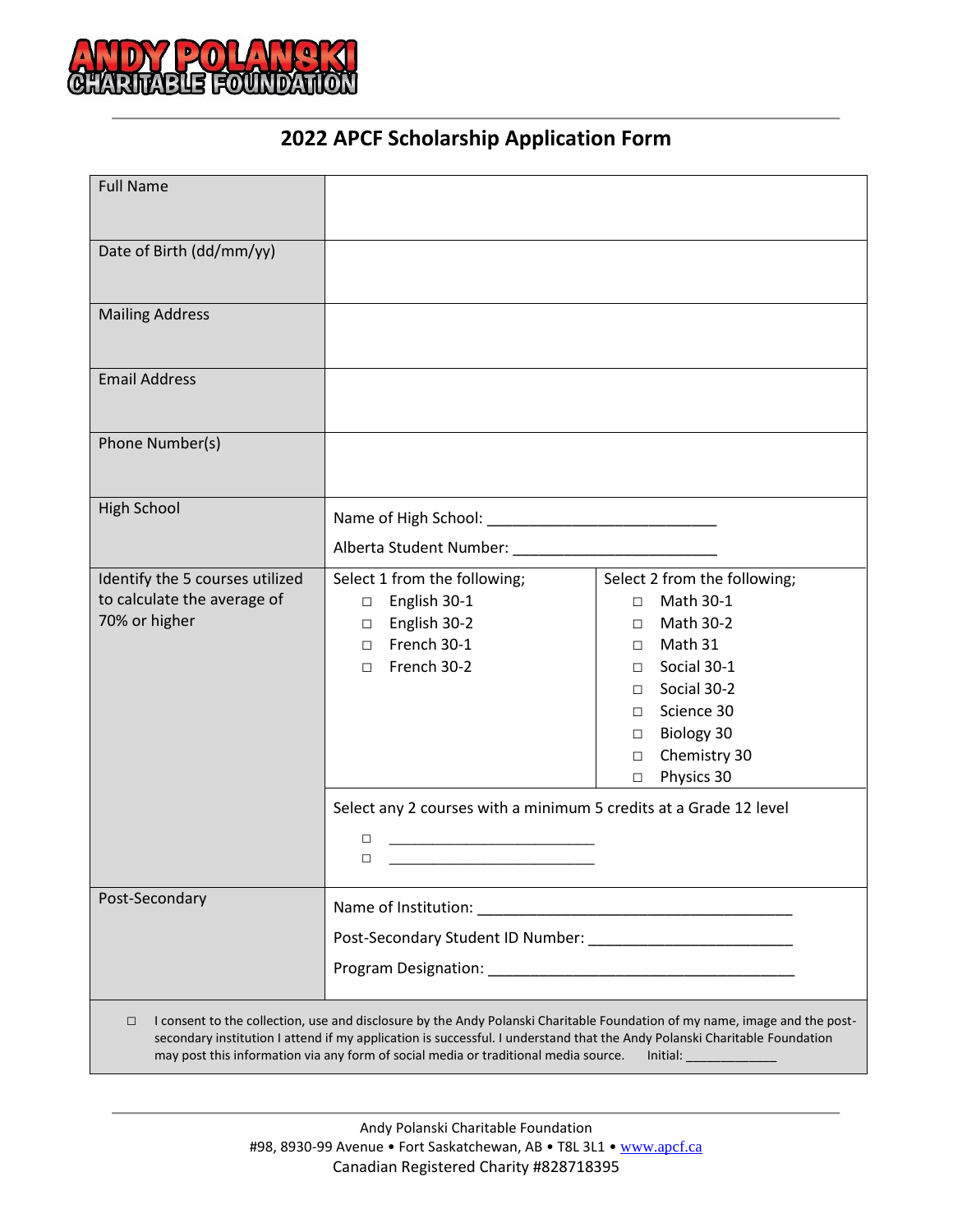ANDY POLANSKI CHARITABLE FOUNDATION

## 2022 APCF Scholarship Application Form

| | | |
|---|---|---|
| Full Name | | |
| Date of Birth (dd/mm/yy) | | |
| Mailing Address | | |
| Email Address | | |
| Phone Number(s) | | |
| High School | Name of High School: ___________________________<br>Alberta Student Number: ________________________ | |
| Identify the 5 courses utilized to calculate the average of 70% or higher | Select 1 from the following;<br>☐ English 30-1<br>☐ English 30-2<br>☐ French 30-1<br>☐ French 30-2 | Select 2 from the following;<br>☐ Math 30-1<br>☐ Math 30-2<br>☐ Math 31<br>☐ Social 30-1<br>☐ Social 30-2<br>☐ Science 30<br>☐ Biology 30<br>☐ Chemistry 30<br>☐ Physics 30 |
| | Select any 2 courses with a minimum 5 credits at a Grade 12 level<br>☐ ________________________<br>☐ ________________________ | |
| Post-Secondary | Name of Institution: ______________________________________<br>Post-Secondary Student ID Number: ________________________<br>Program Designation: ____________________________________ | |

☐ I consent to the collection, use and disclosure by the Andy Polanski Charitable Foundation of my name, image and the post-secondary institution I attend if my application is successful. I understand that the Andy Polanski Charitable Foundation may post this information via any form of social media or traditional media source. Initial: ____________

Andy Polanski Charitable Foundation
#98, 8930-99 Avenue • Fort Saskatchewan, AB • T8L 3L1 • www.apcf.ca
Canadian Registered Charity #828718395